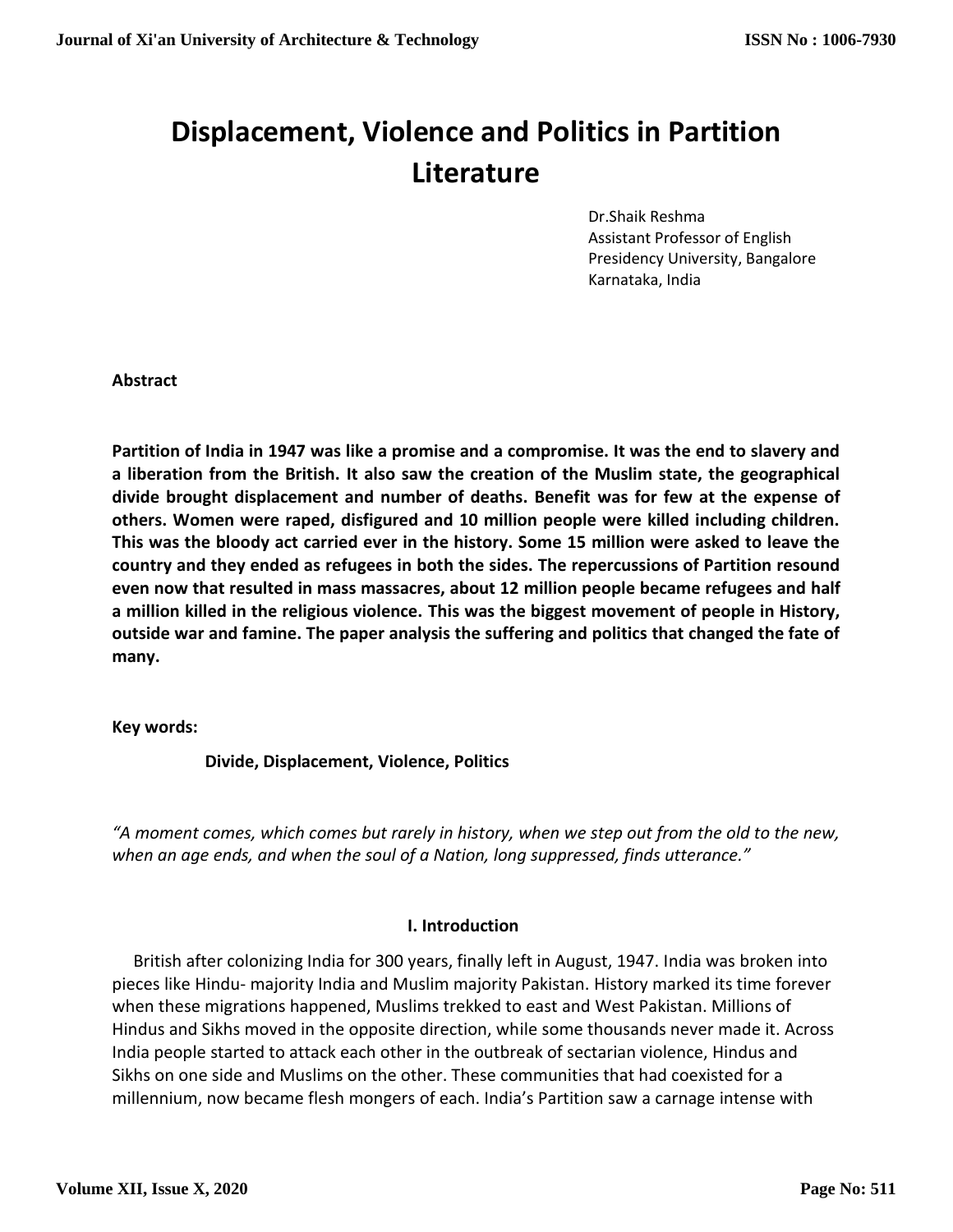# Displacement, Violence and Politics in Partition Literature

Dr.Shaik Reshma
Assistant Professor of English
Presidency University, Bangalore
Karnataka, India

**Abstract**

**Partition of India in 1947 was like a promise and a compromise. It was the end to slavery and a liberation from the British. It also saw the creation of the Muslim state, the geographical divide brought displacement and number of deaths. Benefit was for few at the expense of others. Women were raped, disfigured and 10 million people were killed including children. This was the bloody act carried ever in the history. Some 15 million were asked to leave the country and they ended as refugees in both the sides. The repercussions of Partition resound even now that resulted in mass massacres, about 12 million people became refugees and half a million killed in the religious violence. This was the biggest movement of people in History, outside war and famine. The paper analysis the suffering and politics that changed the fate of many.**

**Key words:**

**Divide, Displacement, Violence, Politics**

*"A moment comes, which comes but rarely in history, when we step out from the old to the new, when an age ends, and when the soul of a Nation, long suppressed, finds utterance."*

## I. Introduction

British after colonizing India for 300 years, finally left in August, 1947. India was broken into pieces like Hindu- majority India and Muslim majority Pakistan. History marked its time forever when these migrations happened, Muslims trekked to east and West Pakistan. Millions of Hindus and Sikhs moved in the opposite direction, while some thousands never made it. Across India people started to attack each other in the outbreak of sectarian violence, Hindus and Sikhs on one side and Muslims on the other. These communities that had coexisted for a millennium, now became flesh mongers of each. India's Partition saw a carnage intense with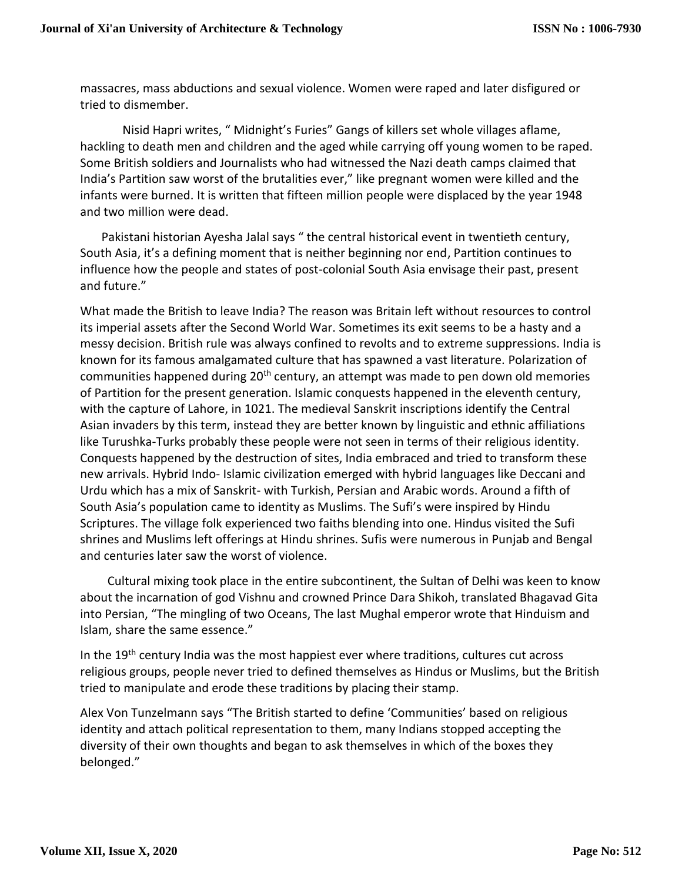massacres, mass abductions and sexual violence. Women were raped and later disfigured or tried to dismember.

Nisid Hapri writes, " Midnight's Furies" Gangs of killers set whole villages aflame, hackling to death men and children and the aged while carrying off young women to be raped. Some British soldiers and Journalists who had witnessed the Nazi death camps claimed that India's Partition saw worst of the brutalities ever," like pregnant women were killed and the infants were burned. It is written that fifteen million people were displaced by the year 1948 and two million were dead.

Pakistani historian Ayesha Jalal says " the central historical event in twentieth century, South Asia, it's a defining moment that is neither beginning nor end, Partition continues to influence how the people and states of post-colonial South Asia envisage their past, present and future."

What made the British to leave India? The reason was Britain left without resources to control its imperial assets after the Second World War. Sometimes its exit seems to be a hasty and a messy decision. British rule was always confined to revolts and to extreme suppressions. India is known for its famous amalgamated culture that has spawned a vast literature. Polarization of communities happened during 20th century, an attempt was made to pen down old memories of Partition for the present generation. Islamic conquests happened in the eleventh century, with the capture of Lahore, in 1021. The medieval Sanskrit inscriptions identify the Central Asian invaders by this term, instead they are better known by linguistic and ethnic affiliations like Turushka-Turks probably these people were not seen in terms of their religious identity. Conquests happened by the destruction of sites, India embraced and tried to transform these new arrivals. Hybrid Indo- Islamic civilization emerged with hybrid languages like Deccani and Urdu which has a mix of Sanskrit- with Turkish, Persian and Arabic words. Around a fifth of South Asia's population came to identity as Muslims. The Sufi's were inspired by Hindu Scriptures. The village folk experienced two faiths blending into one. Hindus visited the Sufi shrines and Muslims left offerings at Hindu shrines. Sufis were numerous in Punjab and Bengal and centuries later saw the worst of violence.

Cultural mixing took place in the entire subcontinent, the Sultan of Delhi was keen to know about the incarnation of god Vishnu and crowned Prince Dara Shikoh, translated Bhagavad Gita into Persian, "The mingling of two Oceans, The last Mughal emperor wrote that Hinduism and Islam, share the same essence."

In the 19th century India was the most happiest ever where traditions, cultures cut across religious groups, people never tried to defined themselves as Hindus or Muslims, but the British tried to manipulate and erode these traditions by placing their stamp.

Alex Von Tunzelmann says "The British started to define 'Communities' based on religious identity and attach political representation to them, many Indians stopped accepting the diversity of their own thoughts and began to ask themselves in which of the boxes they belonged."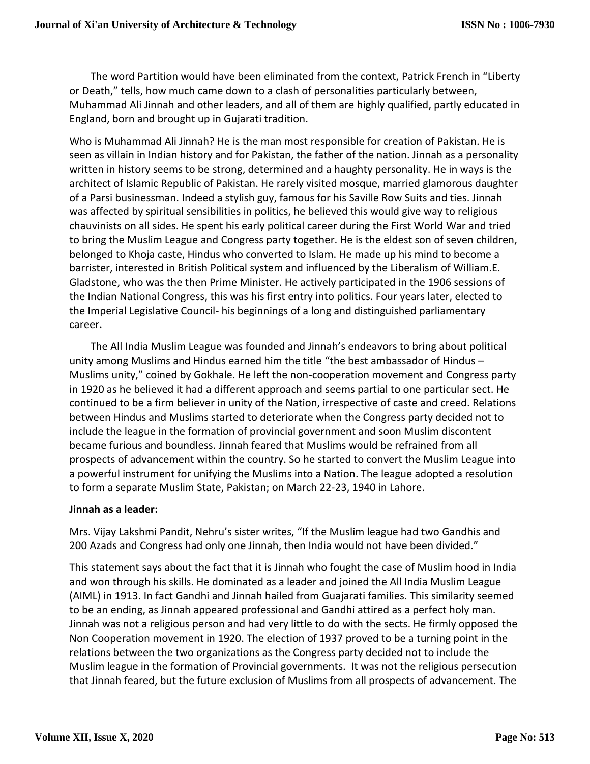The word Partition would have been eliminated from the context, Patrick French in "Liberty or Death," tells, how much came down to a clash of personalities particularly between, Muhammad Ali Jinnah and other leaders, and all of them are highly qualified, partly educated in England, born and brought up in Gujarati tradition.

Who is Muhammad Ali Jinnah? He is the man most responsible for creation of Pakistan. He is seen as villain in Indian history and for Pakistan, the father of the nation. Jinnah as a personality written in history seems to be strong, determined and a haughty personality. He in ways is the architect of Islamic Republic of Pakistan. He rarely visited mosque, married glamorous daughter of a Parsi businessman. Indeed a stylish guy, famous for his Saville Row Suits and ties. Jinnah was affected by spiritual sensibilities in politics, he believed this would give way to religious chauvinists on all sides. He spent his early political career during the First World War and tried to bring the Muslim League and Congress party together. He is the eldest son of seven children, belonged to Khoja caste, Hindus who converted to Islam. He made up his mind to become a barrister, interested in British Political system and influenced by the Liberalism of William.E. Gladstone, who was the then Prime Minister. He actively participated in the 1906 sessions of the Indian National Congress, this was his first entry into politics. Four years later, elected to the Imperial Legislative Council- his beginnings of a long and distinguished parliamentary career.

The All India Muslim League was founded and Jinnah's endeavors to bring about political unity among Muslims and Hindus earned him the title "the best ambassador of Hindus – Muslims unity," coined by Gokhale. He left the non-cooperation movement and Congress party in 1920 as he believed it had a different approach and seems partial to one particular sect. He continued to be a firm believer in unity of the Nation, irrespective of caste and creed. Relations between Hindus and Muslims started to deteriorate when the Congress party decided not to include the league in the formation of provincial government and soon Muslim discontent became furious and boundless. Jinnah feared that Muslims would be refrained from all prospects of advancement within the country. So he started to convert the Muslim League into a powerful instrument for unifying the Muslims into a Nation. The league adopted a resolution to form a separate Muslim State, Pakistan; on March 22-23, 1940 in Lahore.

**Jinnah as a leader:**

Mrs. Vijay Lakshmi Pandit, Nehru's sister writes, "If the Muslim league had two Gandhis and 200 Azads and Congress had only one Jinnah, then India would not have been divided."

This statement says about the fact that it is Jinnah who fought the case of Muslim hood in India and won through his skills. He dominated as a leader and joined the All India Muslim League (AIML) in 1913. In fact Gandhi and Jinnah hailed from Guajarati families. This similarity seemed to be an ending, as Jinnah appeared professional and Gandhi attired as a perfect holy man. Jinnah was not a religious person and had very little to do with the sects. He firmly opposed the Non Cooperation movement in 1920. The election of 1937 proved to be a turning point in the relations between the two organizations as the Congress party decided not to include the Muslim league in the formation of Provincial governments. It was not the religious persecution that Jinnah feared, but the future exclusion of Muslims from all prospects of advancement. The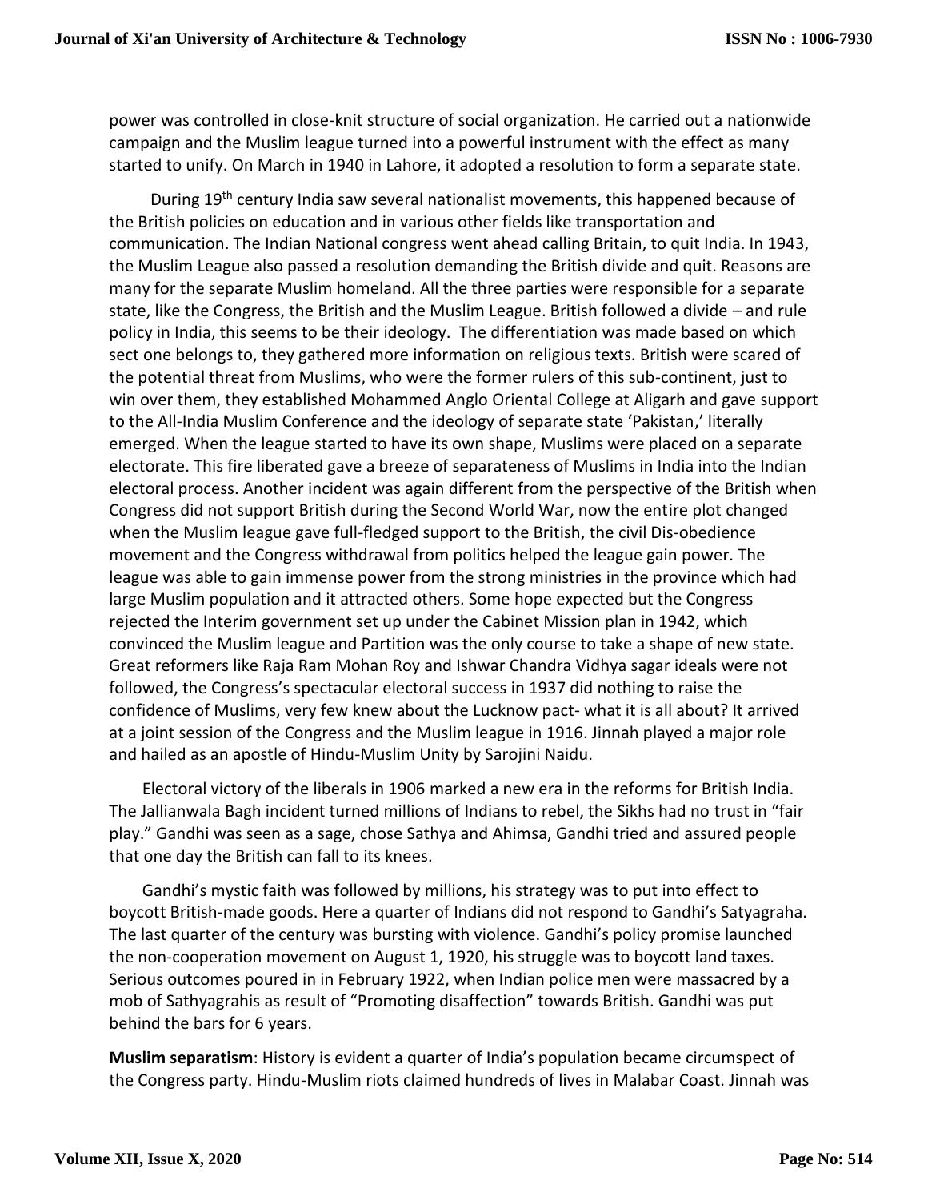power was controlled in close-knit structure of social organization. He carried out a nationwide campaign and the Muslim league turned into a powerful instrument with the effect as many started to unify. On March in 1940 in Lahore, it adopted a resolution to form a separate state.

During 19th century India saw several nationalist movements, this happened because of the British policies on education and in various other fields like transportation and communication. The Indian National congress went ahead calling Britain, to quit India. In 1943, the Muslim League also passed a resolution demanding the British divide and quit. Reasons are many for the separate Muslim homeland. All the three parties were responsible for a separate state, like the Congress, the British and the Muslim League. British followed a divide – and rule policy in India, this seems to be their ideology. The differentiation was made based on which sect one belongs to, they gathered more information on religious texts. British were scared of the potential threat from Muslims, who were the former rulers of this sub-continent, just to win over them, they established Mohammed Anglo Oriental College at Aligarh and gave support to the All-India Muslim Conference and the ideology of separate state 'Pakistan,' literally emerged. When the league started to have its own shape, Muslims were placed on a separate electorate. This fire liberated gave a breeze of separateness of Muslims in India into the Indian electoral process. Another incident was again different from the perspective of the British when Congress did not support British during the Second World War, now the entire plot changed when the Muslim league gave full-fledged support to the British, the civil Dis-obedience movement and the Congress withdrawal from politics helped the league gain power. The league was able to gain immense power from the strong ministries in the province which had large Muslim population and it attracted others. Some hope expected but the Congress rejected the Interim government set up under the Cabinet Mission plan in 1942, which convinced the Muslim league and Partition was the only course to take a shape of new state. Great reformers like Raja Ram Mohan Roy and Ishwar Chandra Vidhya sagar ideals were not followed, the Congress's spectacular electoral success in 1937 did nothing to raise the confidence of Muslims, very few knew about the Lucknow pact- what it is all about? It arrived at a joint session of the Congress and the Muslim league in 1916. Jinnah played a major role and hailed as an apostle of Hindu-Muslim Unity by Sarojini Naidu.

Electoral victory of the liberals in 1906 marked a new era in the reforms for British India. The Jallianwala Bagh incident turned millions of Indians to rebel, the Sikhs had no trust in "fair play." Gandhi was seen as a sage, chose Sathya and Ahimsa, Gandhi tried and assured people that one day the British can fall to its knees.

Gandhi's mystic faith was followed by millions, his strategy was to put into effect to boycott British-made goods. Here a quarter of Indians did not respond to Gandhi's Satyagraha. The last quarter of the century was bursting with violence. Gandhi's policy promise launched the non-cooperation movement on August 1, 1920, his struggle was to boycott land taxes. Serious outcomes poured in in February 1922, when Indian police men were massacred by a mob of Sathyagrahis as result of "Promoting disaffection" towards British. Gandhi was put behind the bars for 6 years.

**Muslim separatism**: History is evident a quarter of India's population became circumspect of the Congress party. Hindu-Muslim riots claimed hundreds of lives in Malabar Coast. Jinnah was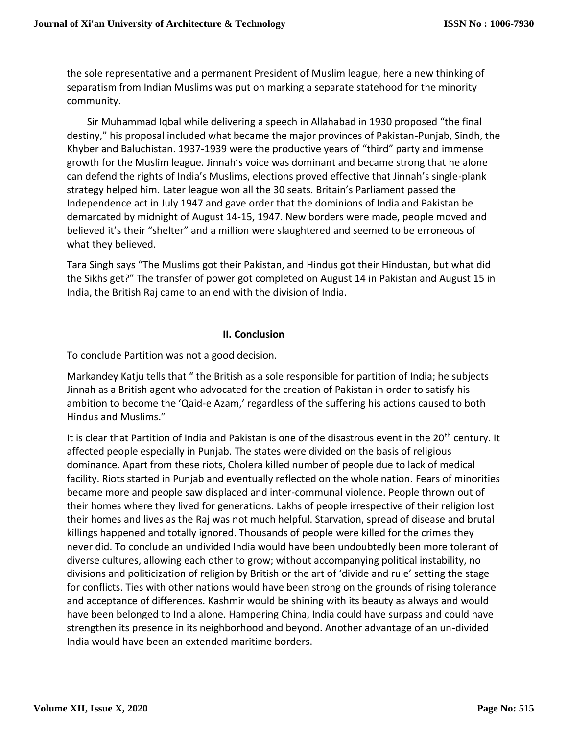the sole representative and a permanent President of Muslim league, here a new thinking of separatism from Indian Muslims was put on marking a separate statehood for the minority community.

Sir Muhammad Iqbal while delivering a speech in Allahabad in 1930 proposed "the final destiny," his proposal included what became the major provinces of Pakistan-Punjab, Sindh, the Khyber and Baluchistan. 1937-1939 were the productive years of "third" party and immense growth for the Muslim league. Jinnah's voice was dominant and became strong that he alone can defend the rights of India's Muslims, elections proved effective that Jinnah's single-plank strategy helped him. Later league won all the 30 seats. Britain's Parliament passed the Independence act in July 1947 and gave order that the dominions of India and Pakistan be demarcated by midnight of August 14-15, 1947. New borders were made, people moved and believed it's their "shelter" and a million were slaughtered and seemed to be erroneous of what they believed.

Tara Singh says "The Muslims got their Pakistan, and Hindus got their Hindustan, but what did the Sikhs get?" The transfer of power got completed on August 14 in Pakistan and August 15 in India, the British Raj came to an end with the division of India.

## II. Conclusion

To conclude Partition was not a good decision.

Markandey Katju tells that " the British as a sole responsible for partition of India; he subjects Jinnah as a British agent who advocated for the creation of Pakistan in order to satisfy his ambition to become the 'Qaid-e Azam,' regardless of the suffering his actions caused to both Hindus and Muslims."

It is clear that Partition of India and Pakistan is one of the disastrous event in the 20th century. It affected people especially in Punjab. The states were divided on the basis of religious dominance. Apart from these riots, Cholera killed number of people due to lack of medical facility. Riots started in Punjab and eventually reflected on the whole nation. Fears of minorities became more and people saw displaced and inter-communal violence. People thrown out of their homes where they lived for generations. Lakhs of people irrespective of their religion lost their homes and lives as the Raj was not much helpful. Starvation, spread of disease and brutal killings happened and totally ignored. Thousands of people were killed for the crimes they never did. To conclude an undivided India would have been undoubtedly been more tolerant of diverse cultures, allowing each other to grow; without accompanying political instability, no divisions and politicization of religion by British or the art of 'divide and rule' setting the stage for conflicts. Ties with other nations would have been strong on the grounds of rising tolerance and acceptance of differences. Kashmir would be shining with its beauty as always and would have been belonged to India alone. Hampering China, India could have surpass and could have strengthen its presence in its neighborhood and beyond. Another advantage of an un-divided India would have been an extended maritime borders.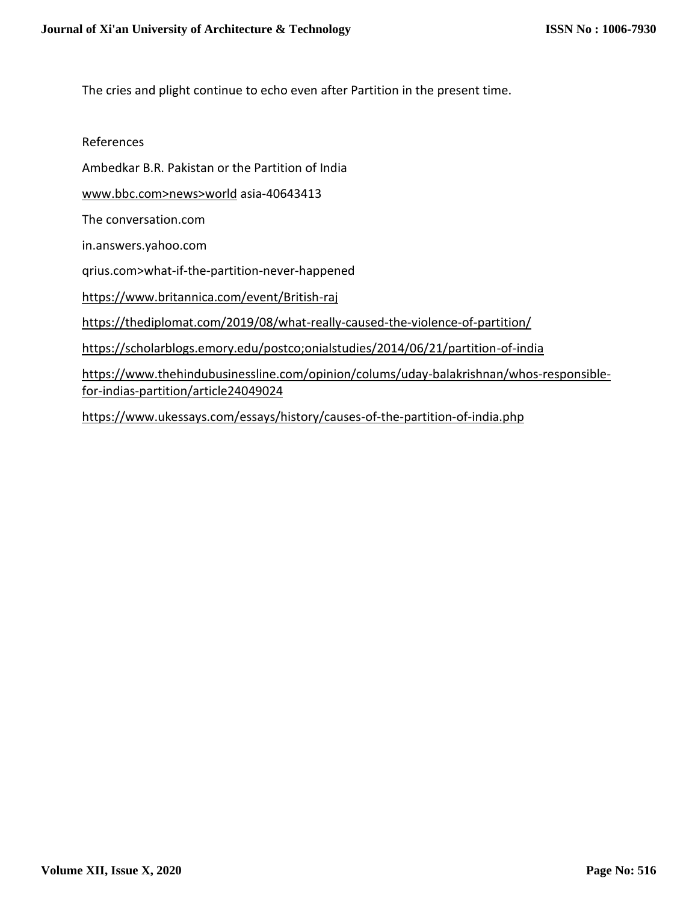The cries and plight continue to echo even after Partition in the present time.

## References

Ambedkar B.R. Pakistan or the Partition of India

www.bbc.com>news>world asia-40643413

The conversation.com

in.answers.yahoo.com

qrius.com>what-if-the-partition-never-happened

https://www.britannica.com/event/British-raj

https://thediplomat.com/2019/08/what-really-caused-the-violence-of-partition/

https://scholarblogs.emory.edu/postco;onialstudies/2014/06/21/partition-of-india

https://www.thehindubusinessline.com/opinion/colums/uday-balakrishnan/whos-responsible-for-indias-partition/article24049024

https://www.ukessays.com/essays/history/causes-of-the-partition-of-india.php